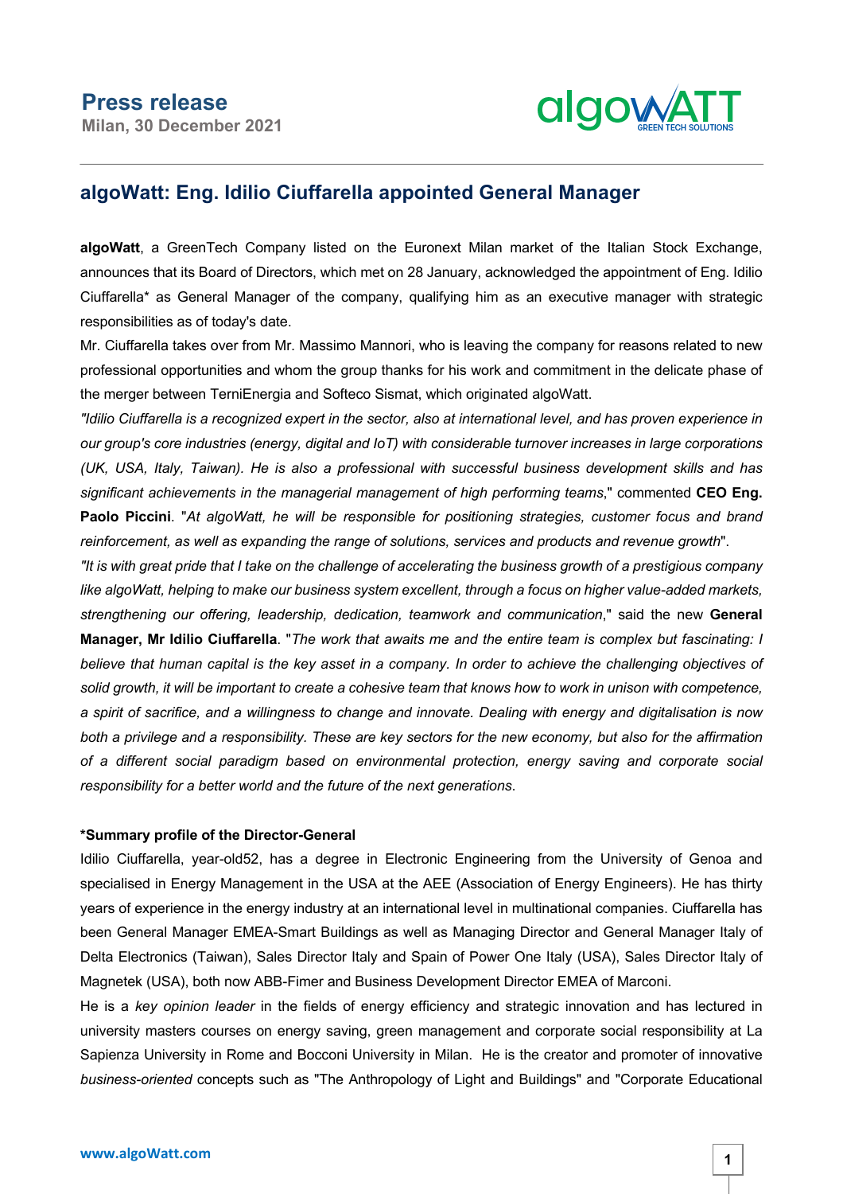**Press release**
**Milan, 30 December 2021**

## algoWatt: Eng. Idilio Ciuffarella appointed General Manager

**algoWatt**, a GreenTech Company listed on the Euronext Milan market of the Italian Stock Exchange, announces that its Board of Directors, which met on 28 January, acknowledged the appointment of Eng. Idilio Ciuffarella* as General Manager of the company, qualifying him as an executive manager with strategic responsibilities as of today's date.

Mr. Ciuffarella takes over from Mr. Massimo Mannori, who is leaving the company for reasons related to new professional opportunities and whom the group thanks for his work and commitment in the delicate phase of the merger between TerniEnergia and Softeco Sismat, which originated algoWatt.

*"Idilio Ciuffarella is a recognized expert in the sector, also at international level, and has proven experience in our group's core industries (energy, digital and IoT) with considerable turnover increases in large corporations (UK, USA, Italy, Taiwan). He is also a professional with successful business development skills and has significant achievements in the managerial management of high performing teams*," commented **CEO Eng. Paolo Piccini**. "*At algoWatt, he will be responsible for positioning strategies, customer focus and brand reinforcement, as well as expanding the range of solutions, services and products and revenue growth*".

*"It is with great pride that I take on the challenge of accelerating the business growth of a prestigious company like algoWatt, helping to make our business system excellent, through a focus on higher value-added markets, strengthening our offering, leadership, dedication, teamwork and communication*," said the new **General Manager, Mr Idilio Ciuffarella**. "*The work that awaits me and the entire team is complex but fascinating: I believe that human capital is the key asset in a company. In order to achieve the challenging objectives of solid growth, it will be important to create a cohesive team that knows how to work in unison with competence, a spirit of sacrifice, and a willingness to change and innovate. Dealing with energy and digitalisation is now both a privilege and a responsibility. These are key sectors for the new economy, but also for the affirmation of a different social paradigm based on environmental protection, energy saving and corporate social responsibility for a better world and the future of the next generations.*

**\*Summary profile of the Director-General**

Idilio Ciuffarella, year-old52, has a degree in Electronic Engineering from the University of Genoa and specialised in Energy Management in the USA at the AEE (Association of Energy Engineers). He has thirty years of experience in the energy industry at an international level in multinational companies. Ciuffarella has been General Manager EMEA-Smart Buildings as well as Managing Director and General Manager Italy of Delta Electronics (Taiwan), Sales Director Italy and Spain of Power One Italy (USA), Sales Director Italy of Magnetek (USA), both now ABB-Fimer and Business Development Director EMEA of Marconi.

He is a *key opinion leader* in the fields of energy efficiency and strategic innovation and has lectured in university masters courses on energy saving, green management and corporate social responsibility at La Sapienza University in Rome and Bocconi University in Milan. He is the creator and promoter of innovative *business-oriented* concepts such as "The Anthropology of Light and Buildings" and "Corporate Educational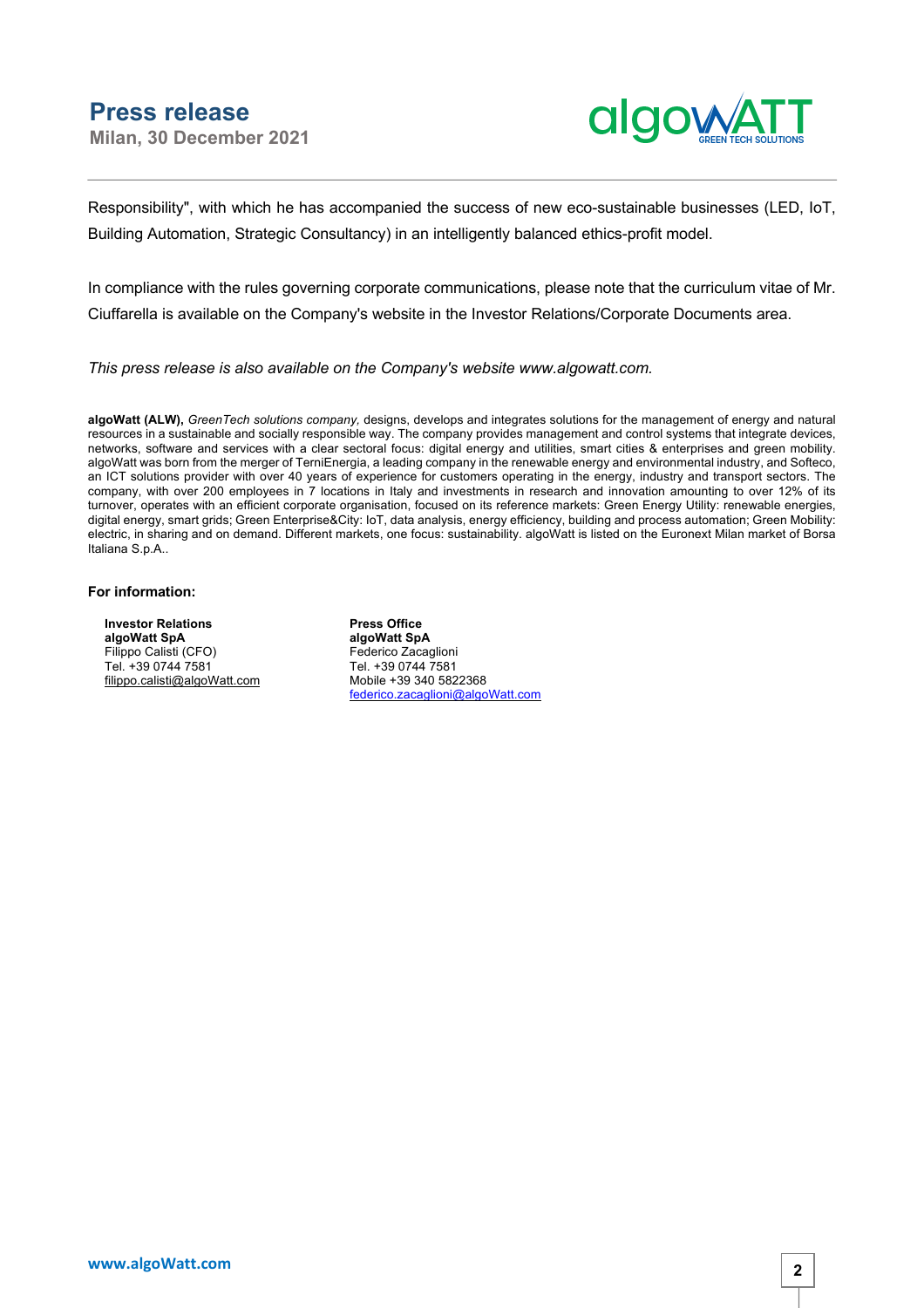Responsibility", with which he has accompanied the success of new eco-sustainable businesses (LED, IoT, Building Automation, Strategic Consultancy) in an intelligently balanced ethics-profit model.

In compliance with the rules governing corporate communications, please note that the curriculum vitae of Mr. Ciuffarella is available on the Company's website in the Investor Relations/Corporate Documents area.

*This press release is also available on the Company's website www.algowatt.com.*

**algoWatt (ALW),** *GreenTech solutions company,* designs, develops and integrates solutions for the management of energy and natural resources in a sustainable and socially responsible way. The company provides management and control systems that integrate devices, networks, software and services with a clear sectoral focus: digital energy and utilities, smart cities & enterprises and green mobility. algoWatt was born from the merger of TerniEnergia, a leading company in the renewable energy and environmental industry, and Softeco, an ICT solutions provider with over 40 years of experience for customers operating in the energy, industry and transport sectors. The company, with over 200 employees in 7 locations in Italy and investments in research and innovation amounting to over 12% of its turnover, operates with an efficient corporate organisation, focused on its reference markets: Green Energy Utility: renewable energies, digital energy, smart grids; Green Enterprise&City: IoT, data analysis, energy efficiency, building and process automation; Green Mobility: electric, in sharing and on demand. Different markets, one focus: sustainability. algoWatt is listed on the Euronext Milan market of Borsa Italiana S.p.A..

**For information:**

**Investor Relations**
**algoWatt SpA**
Filippo Calisti (CFO)
Tel. +39 0744 7581
filippo.calisti@algoWatt.com

**Press Office**
**algoWatt SpA**
Federico Zacaglioni
Tel. +39 0744 7581
Mobile +39 340 5822368
federico.zacaglioni@algoWatt.com